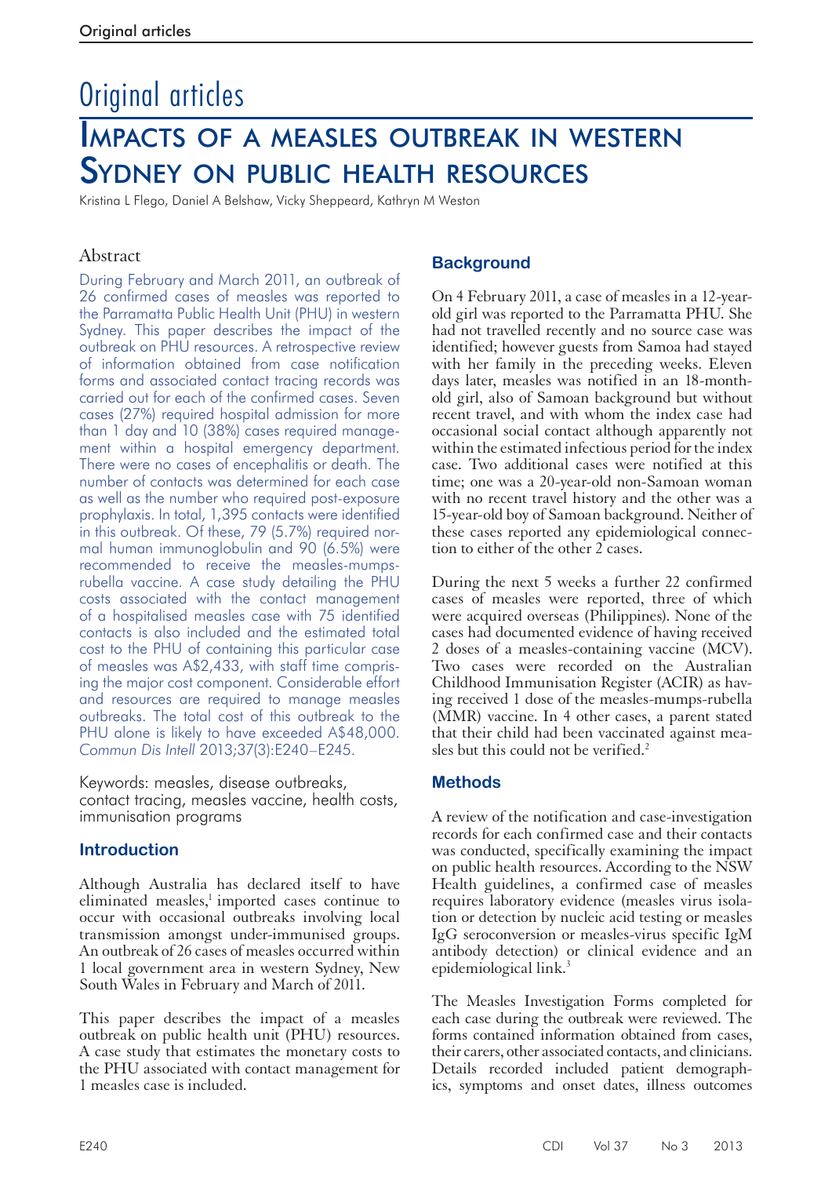# Original articles

## Impacts of a measles outbreak in western Sydney on public health resources

Kristina L Flego, Daniel A Belshaw, Vicky Sheppeard, Kathryn M Weston

### Abstract

During February and March 2011, an outbreak of 26 confirmed cases of measles was reported to the Parramatta Public Health Unit (PHU) in western Sydney. This paper describes the impact of the outbreak on PHU resources. A retrospective review of information obtained from case notification forms and associated contact tracing records was carried out for each of the confirmed cases. Seven cases (27%) required hospital admission for more than 1 day and 10 (38%) cases required management within a hospital emergency department. There were no cases of encephalitis or death. The number of contacts was determined for each case as well as the number who required post-exposure prophylaxis. In total, 1,395 contacts were identified in this outbreak. Of these, 79 (5.7%) required normal human immunoglobulin and 90 (6.5%) were recommended to receive the measles-mumps-rubella vaccine. A case study detailing the PHU costs associated with the contact management of a hospitalised measles case with 75 identified contacts is also included and the estimated total cost to the PHU of containing this particular case of measles was A$2,433, with staff time comprising the major cost component. Considerable effort and resources are required to manage measles outbreaks. The total cost of this outbreak to the PHU alone is likely to have exceeded A$48,000. *Commun Dis Intell* 2013;37(3):E240–E245.

Keywords: measles, disease outbreaks, contact tracing, measles vaccine, health costs, immunisation programs

### Introduction

Although Australia has declared itself to have eliminated measles,[1] imported cases continue to occur with occasional outbreaks involving local transmission amongst under-immunised groups. An outbreak of 26 cases of measles occurred within 1 local government area in western Sydney, New South Wales in February and March of 2011.

This paper describes the impact of a measles outbreak on public health unit (PHU) resources. A case study that estimates the monetary costs to the PHU associated with contact management for 1 measles case is included.

### Background

On 4 February 2011, a case of measles in a 12-year-old girl was reported to the Parramatta PHU. She had not travelled recently and no source case was identified; however guests from Samoa had stayed with her family in the preceding weeks. Eleven days later, measles was notified in an 18-month-old girl, also of Samoan background but without recent travel, and with whom the index case had occasional social contact although apparently not within the estimated infectious period for the index case. Two additional cases were notified at this time; one was a 20-year-old non-Samoan woman with no recent travel history and the other was a 15-year-old boy of Samoan background. Neither of these cases reported any epidemiological connection to either of the other 2 cases.

During the next 5 weeks a further 22 confirmed cases of measles were reported, three of which were acquired overseas (Philippines). None of the cases had documented evidence of having received 2 doses of a measles-containing vaccine (MCV). Two cases were recorded on the Australian Childhood Immunisation Register (ACIR) as having received 1 dose of the measles-mumps-rubella (MMR) vaccine. In 4 other cases, a parent stated that their child had been vaccinated against measles but this could not be verified.[2]

### Methods

A review of the notification and case-investigation records for each confirmed case and their contacts was conducted, specifically examining the impact on public health resources. According to the NSW Health guidelines, a confirmed case of measles requires laboratory evidence (measles virus isolation or detection by nucleic acid testing or measles IgG seroconversion or measles-virus specific IgM antibody detection) or clinical evidence and an epidemiological link.[3]

The Measles Investigation Forms completed for each case during the outbreak were reviewed. The forms contained information obtained from cases, their carers, other associated contacts, and clinicians. Details recorded included patient demographics, symptoms and onset dates, illness outcomes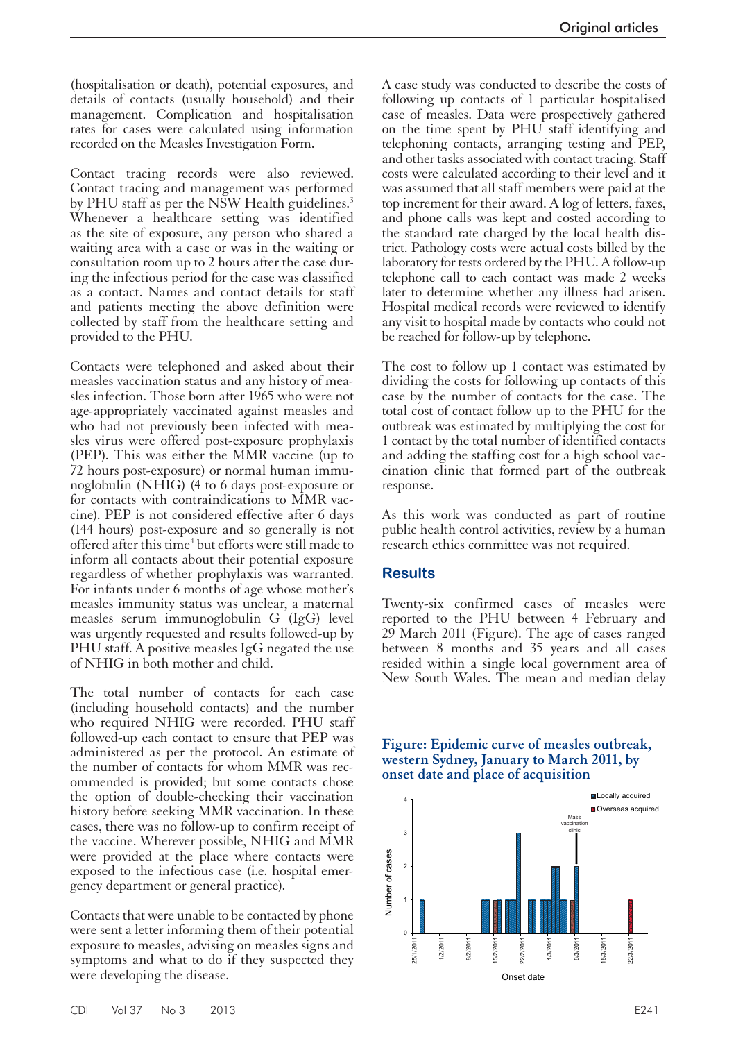(hospitalisation or death), potential exposures, and details of contacts (usually household) and their management. Complication and hospitalisation rates for cases were calculated using information recorded on the Measles Investigation Form.

Contact tracing records were also reviewed. Contact tracing and management was performed by PHU staff as per the NSW Health guidelines.[3] Whenever a healthcare setting was identified as the site of exposure, any person who shared a waiting area with a case or was in the waiting or consultation room up to 2 hours after the case during the infectious period for the case was classified as a contact. Names and contact details for staff and patients meeting the above definition were collected by staff from the healthcare setting and provided to the PHU.

Contacts were telephoned and asked about their measles vaccination status and any history of measles infection. Those born after 1965 who were not age-appropriately vaccinated against measles and who had not previously been infected with measles virus were offered post-exposure prophylaxis (PEP). This was either the MMR vaccine (up to 72 hours post-exposure) or normal human immunoglobulin (NHIG) (4 to 6 days post-exposure or for contacts with contraindications to MMR vaccine). PEP is not considered effective after 6 days (144 hours) post-exposure and so generally is not offered after this time[4] but efforts were still made to inform all contacts about their potential exposure regardless of whether prophylaxis was warranted. For infants under 6 months of age whose mother's measles immunity status was unclear, a maternal measles serum immunoglobulin G (IgG) level was urgently requested and results followed-up by PHU staff. A positive measles IgG negated the use of NHIG in both mother and child.

The total number of contacts for each case (including household contacts) and the number who required NHIG were recorded. PHU staff followed-up each contact to ensure that PEP was administered as per the protocol. An estimate of the number of contacts for whom MMR was recommended is provided; but some contacts chose the option of double-checking their vaccination history before seeking MMR vaccination. In these cases, there was no follow-up to confirm receipt of the vaccine. Wherever possible, NHIG and MMR were provided at the place where contacts were exposed to the infectious case (i.e. hospital emergency department or general practice).

Contacts that were unable to be contacted by phone were sent a letter informing them of their potential exposure to measles, advising on measles signs and symptoms and what to do if they suspected they were developing the disease.

A case study was conducted to describe the costs of following up contacts of 1 particular hospitalised case of measles. Data were prospectively gathered on the time spent by PHU staff identifying and telephoning contacts, arranging testing and PEP, and other tasks associated with contact tracing. Staff costs were calculated according to their level and it was assumed that all staff members were paid at the top increment for their award. A log of letters, faxes, and phone calls was kept and costed according to the standard rate charged by the local health district. Pathology costs were actual costs billed by the laboratory for tests ordered by the PHU. A follow-up telephone call to each contact was made 2 weeks later to determine whether any illness had arisen. Hospital medical records were reviewed to identify any visit to hospital made by contacts who could not be reached for follow-up by telephone.

The cost to follow up 1 contact was estimated by dividing the costs for following up contacts of this case by the number of contacts for the case. The total cost of contact follow up to the PHU for the outbreak was estimated by multiplying the cost for 1 contact by the total number of identified contacts and adding the staffing cost for a high school vaccination clinic that formed part of the outbreak response.

As this work was conducted as part of routine public health control activities, review by a human research ethics committee was not required.

## Results

Twenty-six confirmed cases of measles were reported to the PHU between 4 February and 29 March 2011 (Figure). The age of cases ranged between 8 months and 35 years and all cases resided within a single local government area of New South Wales. The mean and median delay

**Figure: Epidemic curve of measles outbreak, western Sydney, January to March 2011, by onset date and place of acquisition**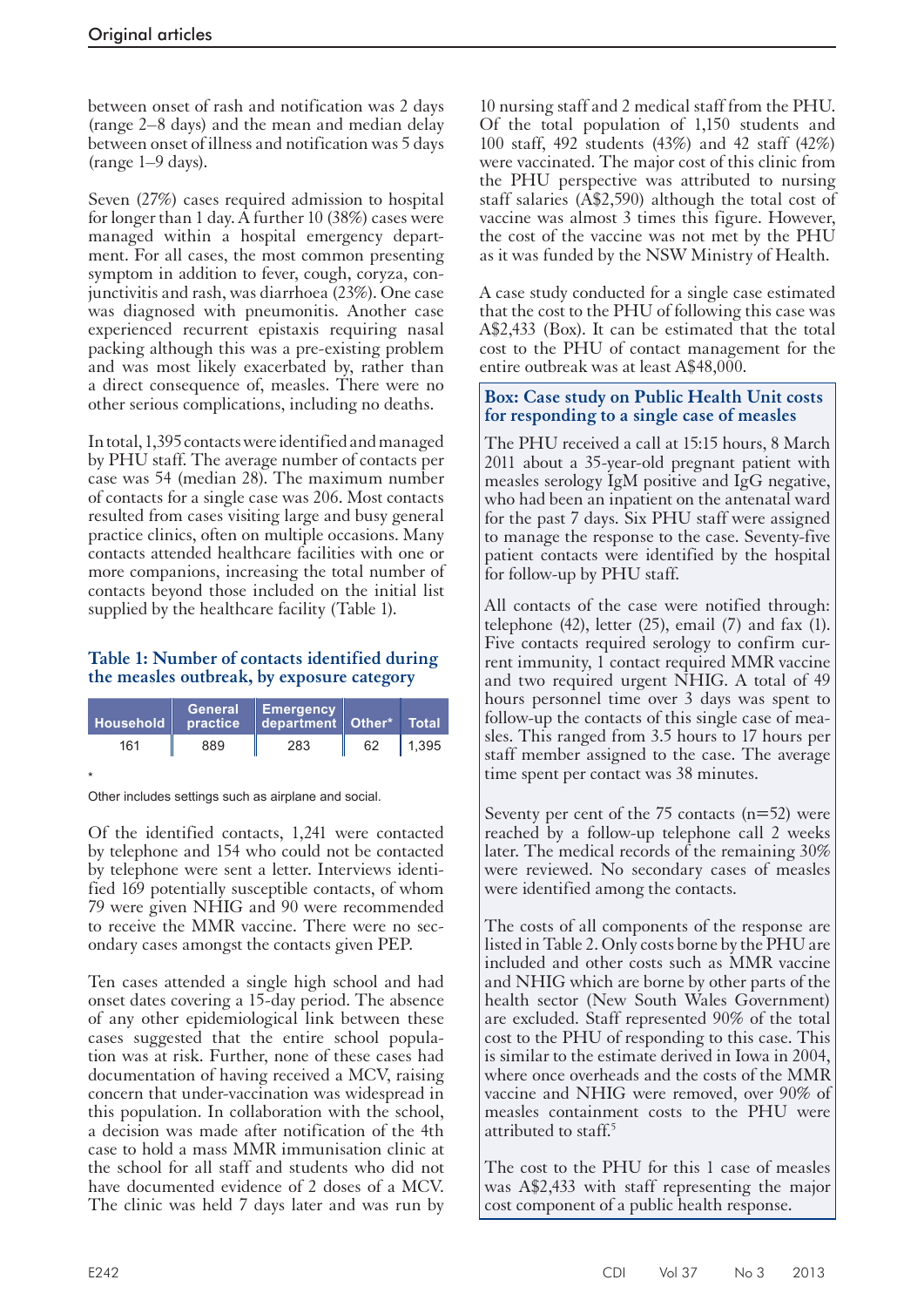between onset of rash and notification was 2 days (range 2–8 days) and the mean and median delay between onset of illness and notification was 5 days (range 1–9 days).

Seven (27%) cases required admission to hospital for longer than 1 day. A further 10 (38%) cases were managed within a hospital emergency department. For all cases, the most common presenting symptom in addition to fever, cough, coryza, conjunctivitis and rash, was diarrhoea (23%). One case was diagnosed with pneumonitis. Another case experienced recurrent epistaxis requiring nasal packing although this was a pre-existing problem and was most likely exacerbated by, rather than a direct consequence of, measles. There were no other serious complications, including no deaths.

In total, 1,395 contacts were identified and managed by PHU staff. The average number of contacts per case was 54 (median 28). The maximum number of contacts for a single case was 206. Most contacts resulted from cases visiting large and busy general practice clinics, often on multiple occasions. Many contacts attended healthcare facilities with one or more companions, increasing the total number of contacts beyond those included on the initial list supplied by the healthcare facility (Table 1).

### Table 1: Number of contacts identified during the measles outbreak, by exposure category

| Household | General practice | Emergency department | Other* | Total |
|---|---|---|---|---|
| 161 | 889 | 283 | 62 | 1,395 |

\* Other includes settings such as airplane and social.

Of the identified contacts, 1,241 were contacted by telephone and 154 who could not be contacted by telephone were sent a letter. Interviews identified 169 potentially susceptible contacts, of whom 79 were given NHIG and 90 were recommended to receive the MMR vaccine. There were no secondary cases amongst the contacts given PEP.

Ten cases attended a single high school and had onset dates covering a 15-day period. The absence of any other epidemiological link between these cases suggested that the entire school population was at risk. Further, none of these cases had documentation of having received a MCV, raising concern that under-vaccination was widespread in this population. In collaboration with the school, a decision was made after notification of the 4th case to hold a mass MMR immunisation clinic at the school for all staff and students who did not have documented evidence of 2 doses of a MCV. The clinic was held 7 days later and was run by 10 nursing staff and 2 medical staff from the PHU. Of the total population of 1,150 students and 100 staff, 492 students (43%) and 42 staff (42%) were vaccinated. The major cost of this clinic from the PHU perspective was attributed to nursing staff salaries (A$2,590) although the total cost of vaccine was almost 3 times this figure. However, the cost of the vaccine was not met by the PHU as it was funded by the NSW Ministry of Health.

A case study conducted for a single case estimated that the cost to the PHU of following this case was A$2,433 (Box). It can be estimated that the total cost to the PHU of contact management for the entire outbreak was at least A$48,000.

### Box: Case study on Public Health Unit costs for responding to a single case of measles

The PHU received a call at 15:15 hours, 8 March 2011 about a 35-year-old pregnant patient with measles serology IgM positive and IgG negative, who had been an inpatient on the antenatal ward for the past 7 days. Six PHU staff were assigned to manage the response to the case. Seventy-five patient contacts were identified by the hospital for follow-up by PHU staff.

All contacts of the case were notified through: telephone (42), letter (25), email (7) and fax (1). Five contacts required serology to confirm current immunity, 1 contact required MMR vaccine and two required urgent NHIG. A total of 49 hours personnel time over 3 days was spent to follow-up the contacts of this single case of measles. This ranged from 3.5 hours to 17 hours per staff member assigned to the case. The average time spent per contact was 38 minutes.

Seventy per cent of the 75 contacts (n=52) were reached by a follow-up telephone call 2 weeks later. The medical records of the remaining 30% were reviewed. No secondary cases of measles were identified among the contacts.

The costs of all components of the response are listed in Table 2. Only costs borne by the PHU are included and other costs such as MMR vaccine and NHIG which are borne by other parts of the health sector (New South Wales Government) are excluded. Staff represented 90% of the total cost to the PHU of responding to this case. This is similar to the estimate derived in Iowa in 2004, where once overheads and the costs of the MMR vaccine and NHIG were removed, over 90% of measles containment costs to the PHU were attributed to staff.[5]

The cost to the PHU for this 1 case of measles was A$2,433 with staff representing the major cost component of a public health response.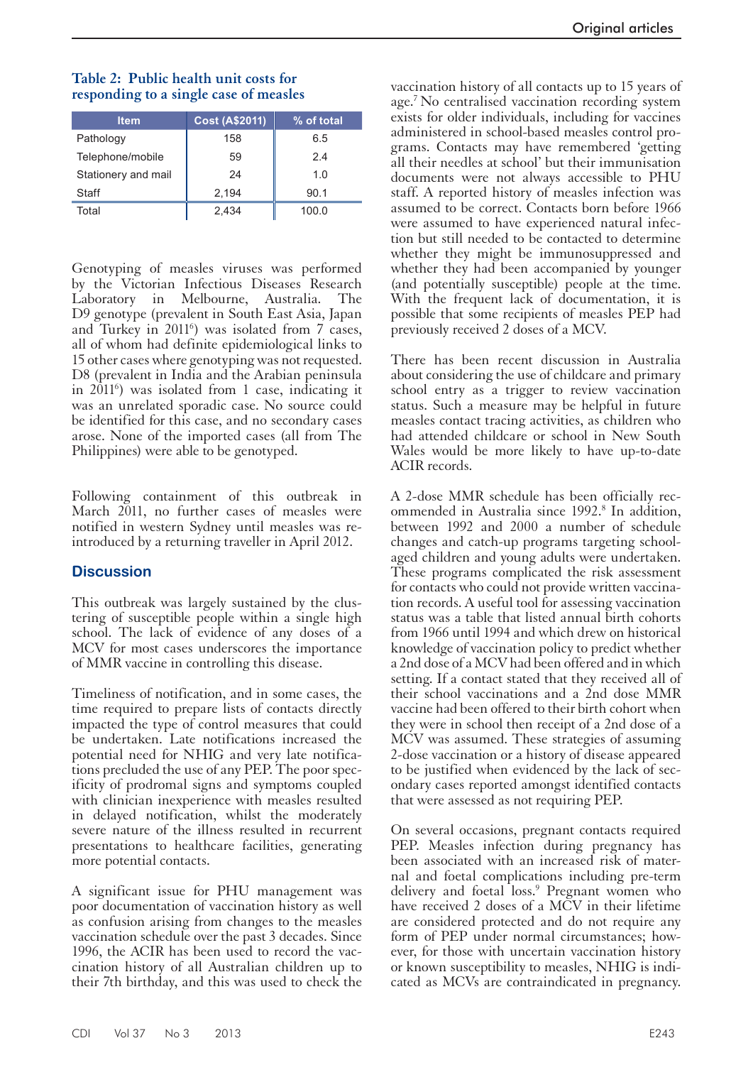**Table 2: Public health unit costs for responding to a single case of measles**

| Item | Cost (A$2011) | % of total |
|---|---|---|
| Pathology | 158 | 6.5 |
| Telephone/mobile | 59 | 2.4 |
| Stationery and mail | 24 | 1.0 |
| Staff | 2,194 | 90.1 |
| Total | 2,434 | 100.0 |

Genotyping of measles viruses was performed by the Victorian Infectious Diseases Research Laboratory in Melbourne, Australia. The D9 genotype (prevalent in South East Asia, Japan and Turkey in 2011[6]) was isolated from 7 cases, all of whom had definite epidemiological links to 15 other cases where genotyping was not requested. D8 (prevalent in India and the Arabian peninsula in 2011[6]) was isolated from 1 case, indicating it was an unrelated sporadic case. No source could be identified for this case, and no secondary cases arose. None of the imported cases (all from The Philippines) were able to be genotyped.

Following containment of this outbreak in March 2011, no further cases of measles were notified in western Sydney until measles was re-introduced by a returning traveller in April 2012.

## Discussion

This outbreak was largely sustained by the clustering of susceptible people within a single high school. The lack of evidence of any doses of a MCV for most cases underscores the importance of MMR vaccine in controlling this disease.

Timeliness of notification, and in some cases, the time required to prepare lists of contacts directly impacted the type of control measures that could be undertaken. Late notifications increased the potential need for NHIG and very late notifications precluded the use of any PEP. The poor specificity of prodromal signs and symptoms coupled with clinician inexperience with measles resulted in delayed notification, whilst the moderately severe nature of the illness resulted in recurrent presentations to healthcare facilities, generating more potential contacts.

A significant issue for PHU management was poor documentation of vaccination history as well as confusion arising from changes to the measles vaccination schedule over the past 3 decades. Since 1996, the ACIR has been used to record the vaccination history of all Australian children up to their 7th birthday, and this was used to check the vaccination history of all contacts up to 15 years of age.[7] No centralised vaccination recording system exists for older individuals, including for vaccines administered in school-based measles control programs. Contacts may have remembered 'getting all their needles at school' but their immunisation documents were not always accessible to PHU staff. A reported history of measles infection was assumed to be correct. Contacts born before 1966 were assumed to have experienced natural infection but still needed to be contacted to determine whether they might be immunosuppressed and whether they had been accompanied by younger (and potentially susceptible) people at the time. With the frequent lack of documentation, it is possible that some recipients of measles PEP had previously received 2 doses of a MCV.

There has been recent discussion in Australia about considering the use of childcare and primary school entry as a trigger to review vaccination status. Such a measure may be helpful in future measles contact tracing activities, as children who had attended childcare or school in New South Wales would be more likely to have up-to-date ACIR records.

A 2-dose MMR schedule has been officially recommended in Australia since 1992.[8] In addition, between 1992 and 2000 a number of schedule changes and catch-up programs targeting school-aged children and young adults were undertaken. These programs complicated the risk assessment for contacts who could not provide written vaccination records. A useful tool for assessing vaccination status was a table that listed annual birth cohorts from 1966 until 1994 and which drew on historical knowledge of vaccination policy to predict whether a 2nd dose of a MCV had been offered and in which setting. If a contact stated that they received all of their school vaccinations and a 2nd dose MMR vaccine had been offered to their birth cohort when they were in school then receipt of a 2nd dose of a MCV was assumed. These strategies of assuming 2-dose vaccination or a history of disease appeared to be justified when evidenced by the lack of secondary cases reported amongst identified contacts that were assessed as not requiring PEP.

On several occasions, pregnant contacts required PEP. Measles infection during pregnancy has been associated with an increased risk of maternal and foetal complications including pre-term delivery and foetal loss.[9] Pregnant women who have received 2 doses of a MCV in their lifetime are considered protected and do not require any form of PEP under normal circumstances; however, for those with uncertain vaccination history or known susceptibility to measles, NHIG is indicated as MCVs are contraindicated in pregnancy.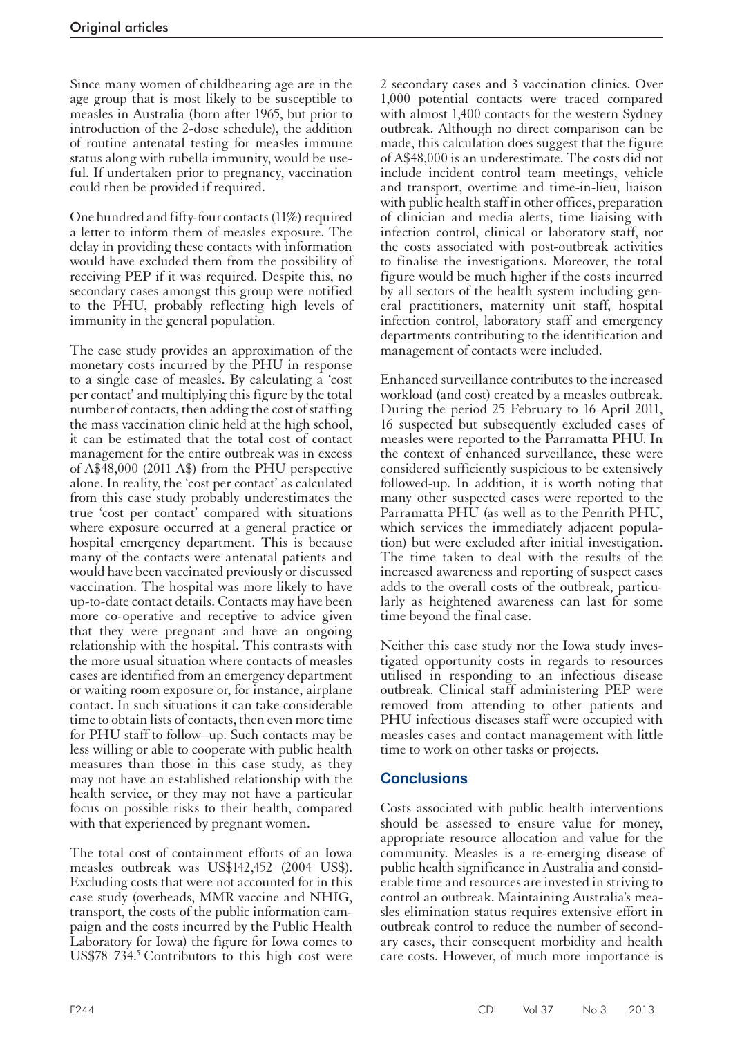Since many women of childbearing age are in the age group that is most likely to be susceptible to measles in Australia (born after 1965, but prior to introduction of the 2-dose schedule), the addition of routine antenatal testing for measles immune status along with rubella immunity, would be useful. If undertaken prior to pregnancy, vaccination could then be provided if required.

One hundred and fifty-four contacts (11%) required a letter to inform them of measles exposure. The delay in providing these contacts with information would have excluded them from the possibility of receiving PEP if it was required. Despite this, no secondary cases amongst this group were notified to the PHU, probably reflecting high levels of immunity in the general population.

The case study provides an approximation of the monetary costs incurred by the PHU in response to a single case of measles. By calculating a 'cost per contact' and multiplying this figure by the total number of contacts, then adding the cost of staffing the mass vaccination clinic held at the high school, it can be estimated that the total cost of contact management for the entire outbreak was in excess of A$48,000 (2011 A$) from the PHU perspective alone. In reality, the 'cost per contact' as calculated from this case study probably underestimates the true 'cost per contact' compared with situations where exposure occurred at a general practice or hospital emergency department. This is because many of the contacts were antenatal patients and would have been vaccinated previously or discussed vaccination. The hospital was more likely to have up-to-date contact details. Contacts may have been more co-operative and receptive to advice given that they were pregnant and have an ongoing relationship with the hospital. This contrasts with the more usual situation where contacts of measles cases are identified from an emergency department or waiting room exposure or, for instance, airplane contact. In such situations it can take considerable time to obtain lists of contacts, then even more time for PHU staff to follow–up. Such contacts may be less willing or able to cooperate with public health measures than those in this case study, as they may not have an established relationship with the health service, or they may not have a particular focus on possible risks to their health, compared with that experienced by pregnant women.

The total cost of containment efforts of an Iowa measles outbreak was US$142,452 (2004 US$). Excluding costs that were not accounted for in this case study (overheads, MMR vaccine and NHIG, transport, the costs of the public information campaign and the costs incurred by the Public Health Laboratory for Iowa) the figure for Iowa comes to US$78 734.[5] Contributors to this high cost were 2 secondary cases and 3 vaccination clinics. Over 1,000 potential contacts were traced compared with almost 1,400 contacts for the western Sydney outbreak. Although no direct comparison can be made, this calculation does suggest that the figure of A$48,000 is an underestimate. The costs did not include incident control team meetings, vehicle and transport, overtime and time-in-lieu, liaison with public health staff in other offices, preparation of clinician and media alerts, time liaising with infection control, clinical or laboratory staff, nor the costs associated with post-outbreak activities to finalise the investigations. Moreover, the total figure would be much higher if the costs incurred by all sectors of the health system including general practitioners, maternity unit staff, hospital infection control, laboratory staff and emergency departments contributing to the identification and management of contacts were included.

Enhanced surveillance contributes to the increased workload (and cost) created by a measles outbreak. During the period 25 February to 16 April 2011, 16 suspected but subsequently excluded cases of measles were reported to the Parramatta PHU. In the context of enhanced surveillance, these were considered sufficiently suspicious to be extensively followed-up. In addition, it is worth noting that many other suspected cases were reported to the Parramatta PHU (as well as to the Penrith PHU, which services the immediately adjacent population) but were excluded after initial investigation. The time taken to deal with the results of the increased awareness and reporting of suspect cases adds to the overall costs of the outbreak, particularly as heightened awareness can last for some time beyond the final case.

Neither this case study nor the Iowa study investigated opportunity costs in regards to resources utilised in responding to an infectious disease outbreak. Clinical staff administering PEP were removed from attending to other patients and PHU infectious diseases staff were occupied with measles cases and contact management with little time to work on other tasks or projects.

## Conclusions

Costs associated with public health interventions should be assessed to ensure value for money, appropriate resource allocation and value for the community. Measles is a re-emerging disease of public health significance in Australia and considerable time and resources are invested in striving to control an outbreak. Maintaining Australia's measles elimination status requires extensive effort in outbreak control to reduce the number of secondary cases, their consequent morbidity and health care costs. However, of much more importance is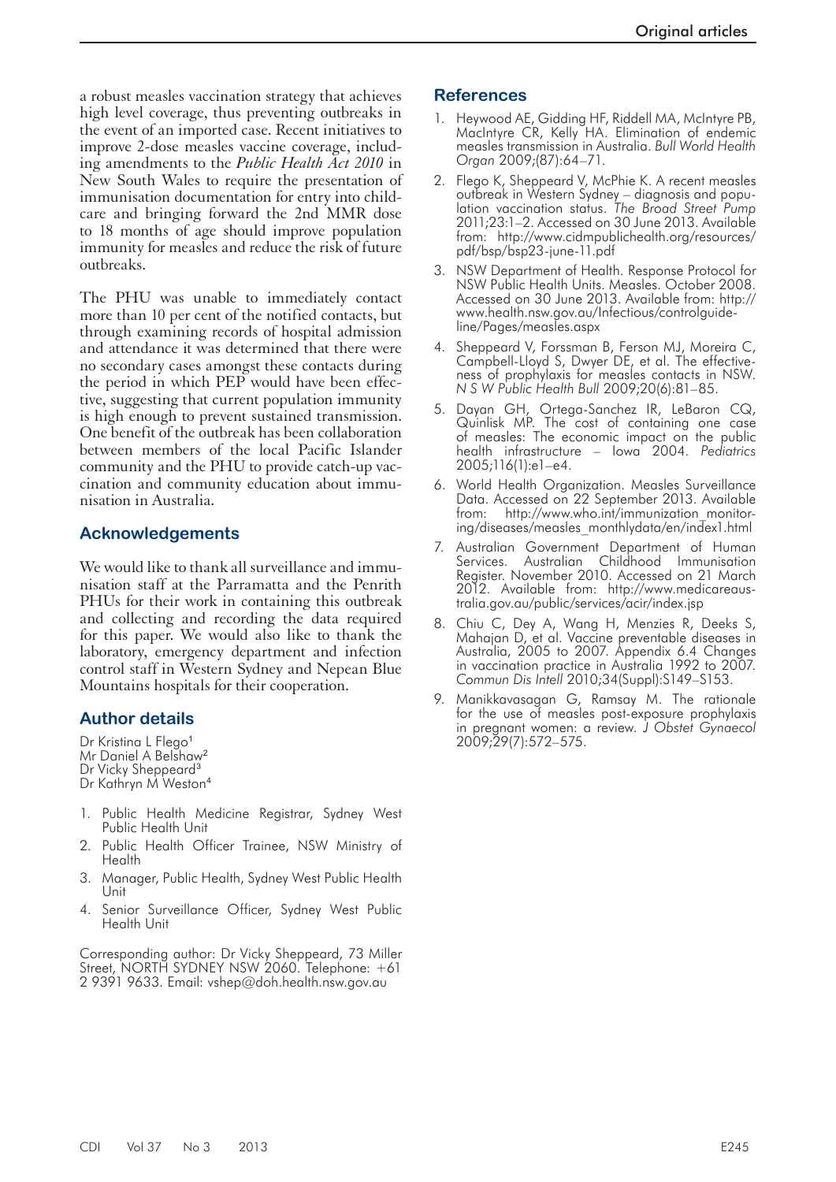a robust measles vaccination strategy that achieves high level coverage, thus preventing outbreaks in the event of an imported case. Recent initiatives to improve 2-dose measles vaccine coverage, including amendments to the *Public Health Act 2010* in New South Wales to require the presentation of immunisation documentation for entry into childcare and bringing forward the 2nd MMR dose to 18 months of age should improve population immunity for measles and reduce the risk of future outbreaks.

The PHU was unable to immediately contact more than 10 per cent of the notified contacts, but through examining records of hospital admission and attendance it was determined that there were no secondary cases amongst these contacts during the period in which PEP would have been effective, suggesting that current population immunity is high enough to prevent sustained transmission. One benefit of the outbreak has been collaboration between members of the local Pacific Islander community and the PHU to provide catch-up vaccination and community education about immunisation in Australia.

## Acknowledgements

We would like to thank all surveillance and immunisation staff at the Parramatta and the Penrith PHUs for their work in containing this outbreak and collecting and recording the data required for this paper. We would also like to thank the laboratory, emergency department and infection control staff in Western Sydney and Nepean Blue Mountains hospitals for their cooperation.

## Author details

Dr Kristina L Flego[1]
Mr Daniel A Belshaw[2]
Dr Vicky Sheppeard[3]
Dr Kathryn M Weston[4]

1. Public Health Medicine Registrar, Sydney West Public Health Unit
2. Public Health Officer Trainee, NSW Ministry of Health
3. Manager, Public Health, Sydney West Public Health Unit
4. Senior Surveillance Officer, Sydney West Public Health Unit

Corresponding author: Dr Vicky Sheppeard, 73 Miller Street, NORTH SYDNEY NSW 2060. Telephone: +61 2 9391 9633. Email: vshep@doh.health.nsw.gov.au

## References

1. Heywood AE, Gidding HF, Riddell MA, McIntyre PB, MacIntyre CR, Kelly HA. Elimination of endemic measles transmission in Australia. *Bull World Health Organ* 2009;(87):64–71.
2. Flego K, Sheppeard V, McPhie K. A recent measles outbreak in Western Sydney – diagnosis and population vaccination status. *The Broad Street Pump* 2011;23:1–2. Accessed on 30 June 2013. Available from: http://www.cidmpublichealth.org/resources/pdf/bsp/bsp23-june-11.pdf
3. NSW Department of Health. Response Protocol for NSW Public Health Units. Measles. October 2008. Accessed on 30 June 2013. Available from: http://www.health.nsw.gov.au/Infectious/controlguideline/Pages/measles.aspx
4. Sheppeard V, Forssman B, Ferson MJ, Moreira C, Campbell-Lloyd S, Dwyer DE, et al. The effectiveness of prophylaxis for measles contacts in NSW. *N S W Public Health Bull* 2009;20(6):81–85.
5. Dayan GH, Ortega-Sanchez IR, LeBaron CQ, Quinlisk MP. The cost of containing one case of measles: The economic impact on the public health infrastructure – Iowa 2004. *Pediatrics* 2005;116(1):e1–e4.
6. World Health Organization. Measles Surveillance Data. Accessed on 22 September 2013. Available from: http://www.who.int/immunization_monitoring/diseases/measles_monthlydata/en/index1.html
7. Australian Government Department of Human Services. Australian Childhood Immunisation Register. November 2010. Accessed on 21 March 2012. Available from: http://www.medicareaustralia.gov.au/public/services/acir/index.jsp
8. Chiu C, Dey A, Wang H, Menzies R, Deeks S, Mahajan D, et al. Vaccine preventable diseases in Australia, 2005 to 2007. Appendix 6.4 Changes in vaccination practice in Australia 1992 to 2007. *Commun Dis Intell* 2010;34(Suppl):S149–S153.
9. Manikkavasagan G, Ramsay M. The rationale for the use of measles post-exposure prophylaxis in pregnant women: a review. *J Obstet Gynaecol* 2009;29(7):572–575.